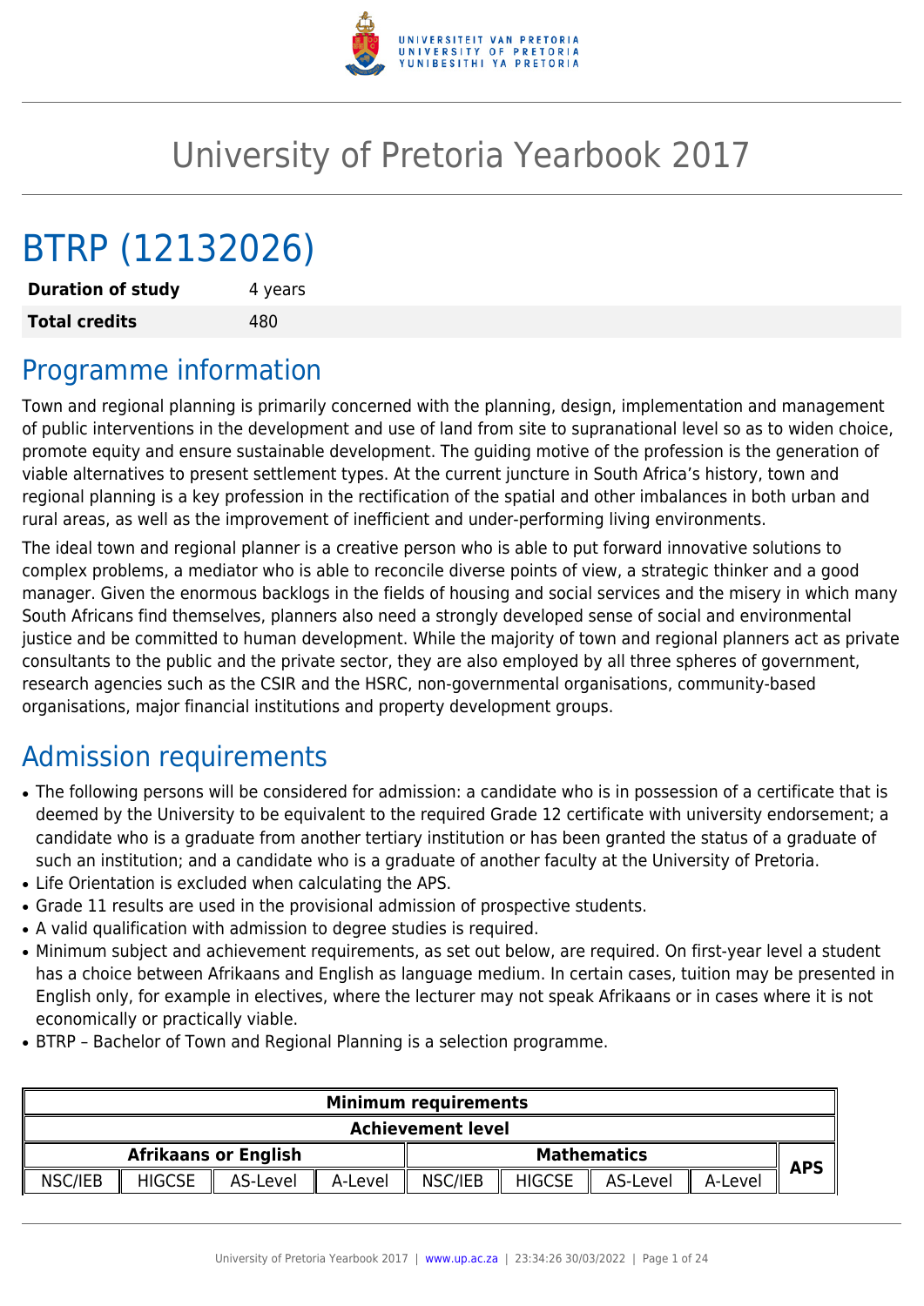# University of Pretoria Yearbook 2017

# BTRP (12132026)

| **Duration of study** | 4 years |
|---|---|
| **Total credits** | 480 |

## Programme information

Town and regional planning is primarily concerned with the planning, design, implementation and management of public interventions in the development and use of land from site to supranational level so as to widen choice, promote equity and ensure sustainable development. The guiding motive of the profession is the generation of viable alternatives to present settlement types. At the current juncture in South Africa's history, town and regional planning is a key profession in the rectification of the spatial and other imbalances in both urban and rural areas, as well as the improvement of inefficient and under-performing living environments.

The ideal town and regional planner is a creative person who is able to put forward innovative solutions to complex problems, a mediator who is able to reconcile diverse points of view, a strategic thinker and a good manager. Given the enormous backlogs in the fields of housing and social services and the misery in which many South Africans find themselves, planners also need a strongly developed sense of social and environmental justice and be committed to human development. While the majority of town and regional planners act as private consultants to the public and the private sector, they are also employed by all three spheres of government, research agencies such as the CSIR and the HSRC, non-governmental organisations, community-based organisations, major financial institutions and property development groups.

## Admission requirements

- The following persons will be considered for admission: a candidate who is in possession of a certificate that is deemed by the University to be equivalent to the required Grade 12 certificate with university endorsement; a candidate who is a graduate from another tertiary institution or has been granted the status of a graduate of such an institution; and a candidate who is a graduate of another faculty at the University of Pretoria.
- Life Orientation is excluded when calculating the APS.
- Grade 11 results are used in the provisional admission of prospective students.
- A valid qualification with admission to degree studies is required.
- Minimum subject and achievement requirements, as set out below, are required. On first-year level a student has a choice between Afrikaans and English as language medium. In certain cases, tuition may be presented in English only, for example in electives, where the lecturer may not speak Afrikaans or in cases where it is not economically or practically viable.
- BTRP – Bachelor of Town and Regional Planning is a selection programme.

| **Minimum requirements** | | | | | | | | |
|---|---|---|---|---|---|---|---|---|
| **Achievement level** | | | | | | | | |
| **Afrikaans or English** | | | | **Mathematics** | | | | **APS** |
| NSC/IEB | HIGCSE | AS-Level | A-Level | NSC/IEB | HIGCSE | AS-Level | A-Level | |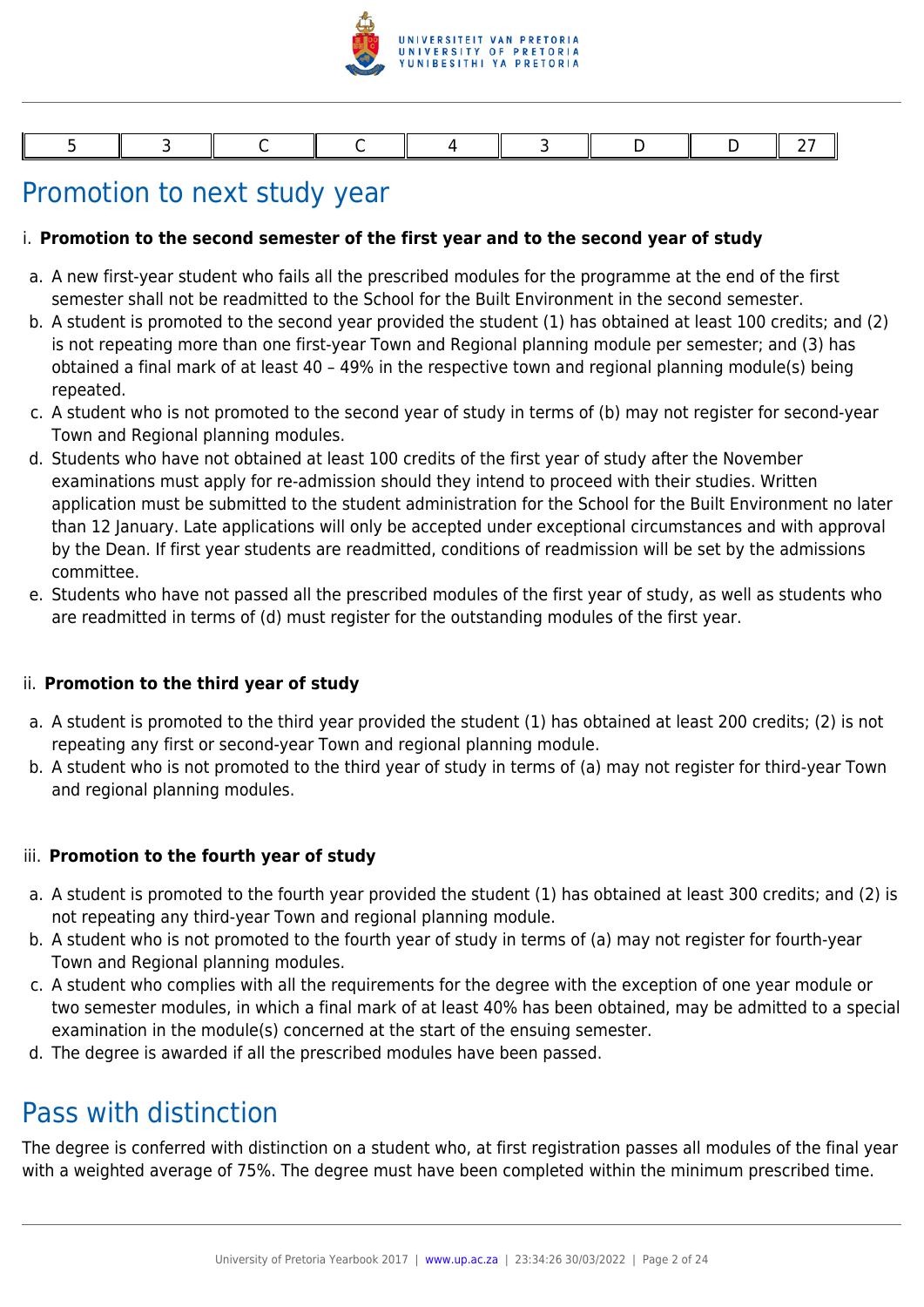| 5 | 3 | C | C | 4 | 3 | D | D | 27 |
|---|---|---|---|---|---|---|---|---|

## Promotion to next study year

i. **Promotion to the second semester of the first year and to the second year of study**

a. A new first-year student who fails all the prescribed modules for the programme at the end of the first semester shall not be readmitted to the School for the Built Environment in the second semester.
b. A student is promoted to the second year provided the student (1) has obtained at least 100 credits; and (2) is not repeating more than one first-year Town and Regional planning module per semester; and (3) has obtained a final mark of at least 40 – 49% in the respective town and regional planning module(s) being repeated.
c. A student who is not promoted to the second year of study in terms of (b) may not register for second-year Town and Regional planning modules.
d. Students who have not obtained at least 100 credits of the first year of study after the November examinations must apply for re-admission should they intend to proceed with their studies. Written application must be submitted to the student administration for the School for the Built Environment no later than 12 January. Late applications will only be accepted under exceptional circumstances and with approval by the Dean. If first year students are readmitted, conditions of readmission will be set by the admissions committee.
e. Students who have not passed all the prescribed modules of the first year of study, as well as students who are readmitted in terms of (d) must register for the outstanding modules of the first year.

ii. **Promotion to the third year of study**

a. A student is promoted to the third year provided the student (1) has obtained at least 200 credits; (2) is not repeating any first or second-year Town and regional planning module.
b. A student who is not promoted to the third year of study in terms of (a) may not register for third-year Town and regional planning modules.

iii. **Promotion to the fourth year of study**

a. A student is promoted to the fourth year provided the student (1) has obtained at least 300 credits; and (2) is not repeating any third-year Town and regional planning module.
b. A student who is not promoted to the fourth year of study in terms of (a) may not register for fourth-year Town and Regional planning modules.
c. A student who complies with all the requirements for the degree with the exception of one year module or two semester modules, in which a final mark of at least 40% has been obtained, may be admitted to a special examination in the module(s) concerned at the start of the ensuing semester.
d. The degree is awarded if all the prescribed modules have been passed.

## Pass with distinction

The degree is conferred with distinction on a student who, at first registration passes all modules of the final year with a weighted average of 75%. The degree must have been completed within the minimum prescribed time.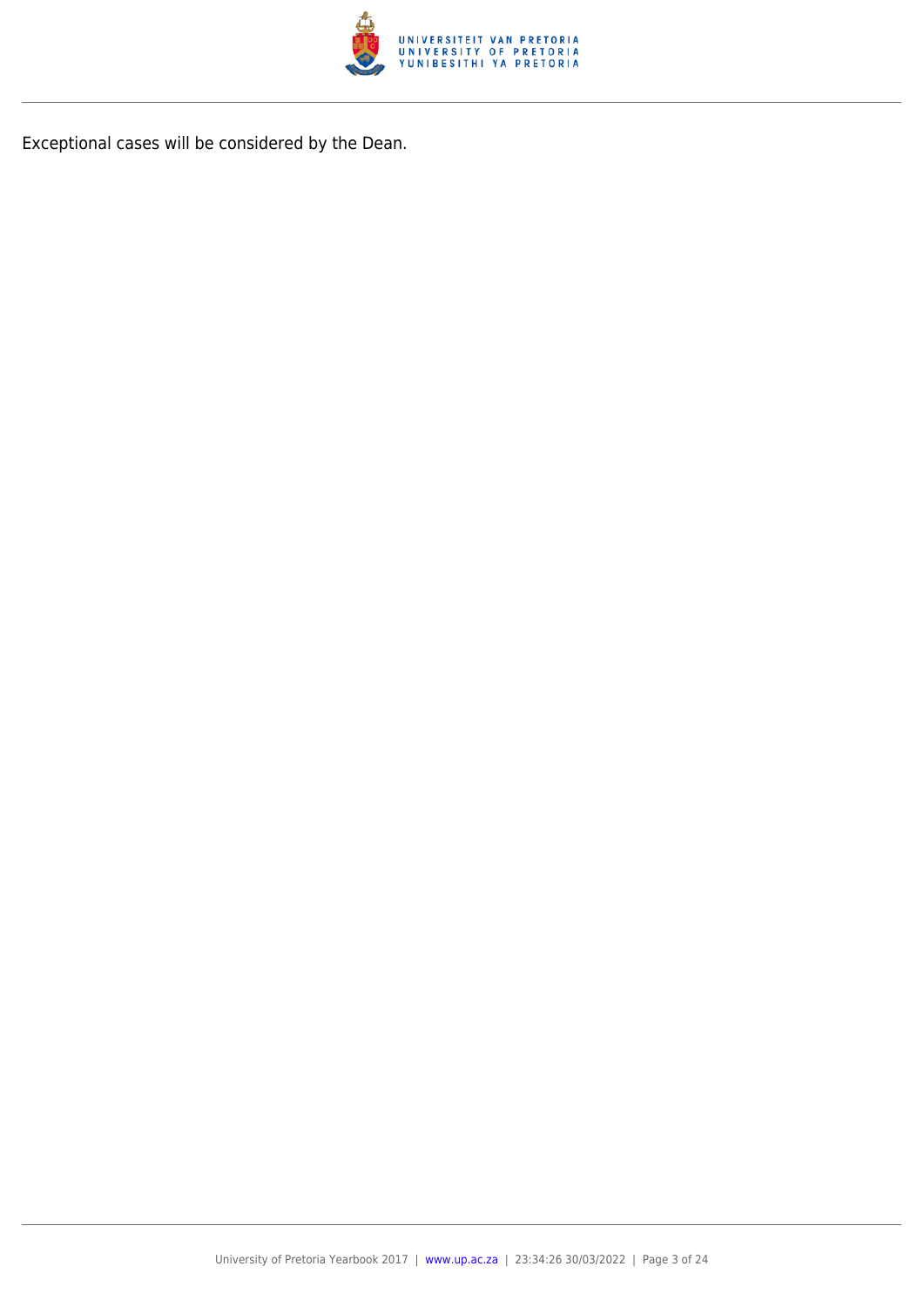Exceptional cases will be considered by the Dean.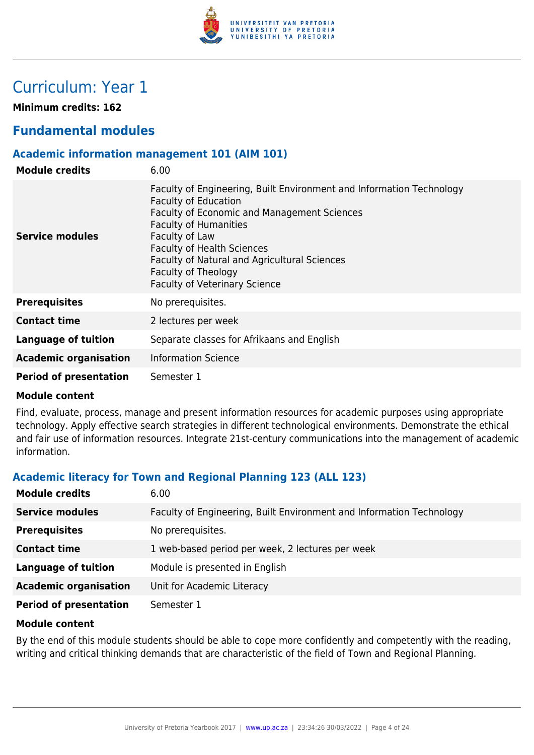# Curriculum: Year 1

**Minimum credits: 162**

## Fundamental modules

### Academic information management 101 (AIM 101)

| | |
|---|---|
| **Module credits** | 6.00 |
| **Service modules** | Faculty of Engineering, Built Environment and Information Technology<br>Faculty of Education<br>Faculty of Economic and Management Sciences<br>Faculty of Humanities<br>Faculty of Law<br>Faculty of Health Sciences<br>Faculty of Natural and Agricultural Sciences<br>Faculty of Theology<br>Faculty of Veterinary Science |
| **Prerequisites** | No prerequisites. |
| **Contact time** | 2 lectures per week |
| **Language of tuition** | Separate classes for Afrikaans and English |
| **Academic organisation** | Information Science |
| **Period of presentation** | Semester 1 |

**Module content**

Find, evaluate, process, manage and present information resources for academic purposes using appropriate technology. Apply effective search strategies in different technological environments. Demonstrate the ethical and fair use of information resources. Integrate 21st-century communications into the management of academic information.

### Academic literacy for Town and Regional Planning 123 (ALL 123)

| | |
|---|---|
| **Module credits** | 6.00 |
| **Service modules** | Faculty of Engineering, Built Environment and Information Technology |
| **Prerequisites** | No prerequisites. |
| **Contact time** | 1 web-based period per week, 2 lectures per week |
| **Language of tuition** | Module is presented in English |
| **Academic organisation** | Unit for Academic Literacy |
| **Period of presentation** | Semester 1 |

**Module content**

By the end of this module students should be able to cope more confidently and competently with the reading, writing and critical thinking demands that are characteristic of the field of Town and Regional Planning.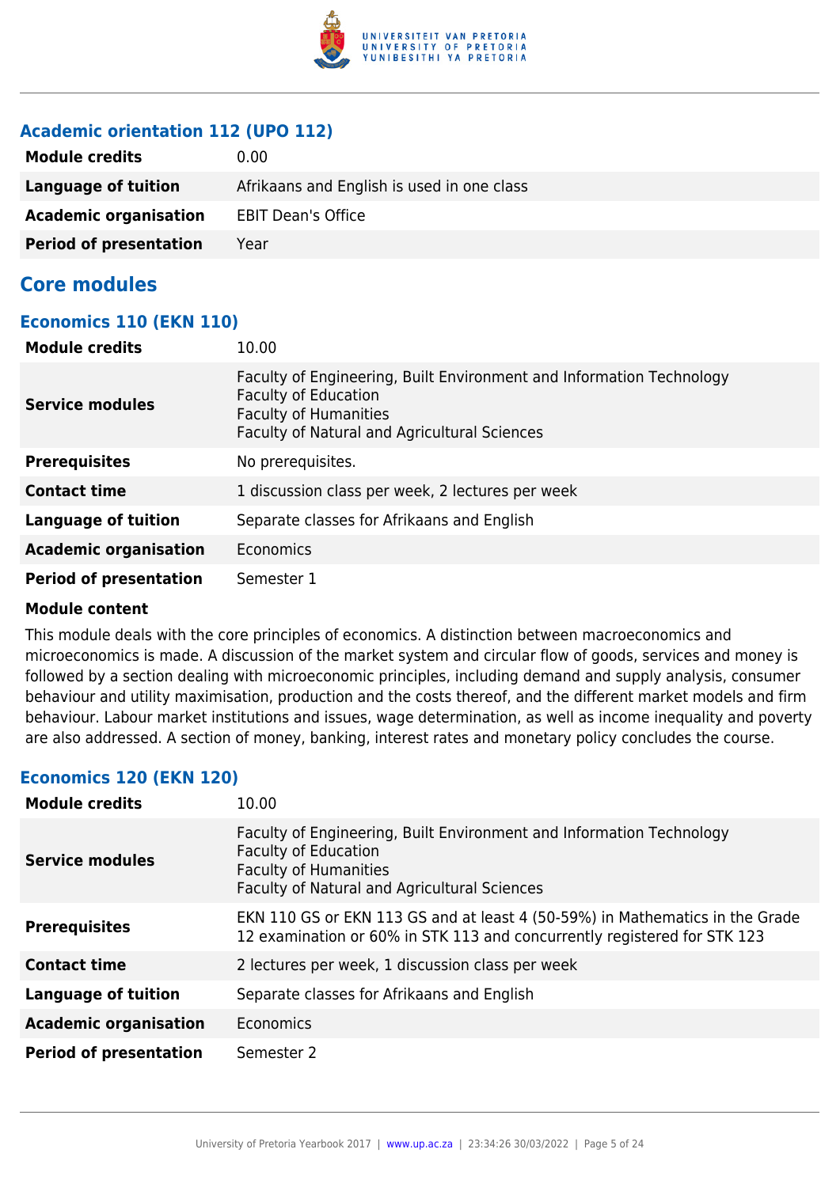### Academic orientation 112 (UPO 112)

| | |
|---|---|
| **Module credits** | 0.00 |
| **Language of tuition** | Afrikaans and English is used in one class |
| **Academic organisation** | EBIT Dean's Office |
| **Period of presentation** | Year |

## Core modules

### Economics 110 (EKN 110)

| | |
|---|---|
| **Module credits** | 10.00 |
| **Service modules** | Faculty of Engineering, Built Environment and Information Technology<br>Faculty of Education<br>Faculty of Humanities<br>Faculty of Natural and Agricultural Sciences |
| **Prerequisites** | No prerequisites. |
| **Contact time** | 1 discussion class per week, 2 lectures per week |
| **Language of tuition** | Separate classes for Afrikaans and English |
| **Academic organisation** | Economics |
| **Period of presentation** | Semester 1 |

**Module content**

This module deals with the core principles of economics. A distinction between macroeconomics and microeconomics is made. A discussion of the market system and circular flow of goods, services and money is followed by a section dealing with microeconomic principles, including demand and supply analysis, consumer behaviour and utility maximisation, production and the costs thereof, and the different market models and firm behaviour. Labour market institutions and issues, wage determination, as well as income inequality and poverty are also addressed. A section of money, banking, interest rates and monetary policy concludes the course.

### Economics 120 (EKN 120)

| | |
|---|---|
| **Module credits** | 10.00 |
| **Service modules** | Faculty of Engineering, Built Environment and Information Technology<br>Faculty of Education<br>Faculty of Humanities<br>Faculty of Natural and Agricultural Sciences |
| **Prerequisites** | EKN 110 GS or EKN 113 GS and at least 4 (50-59%) in Mathematics in the Grade 12 examination or 60% in STK 113 and concurrently registered for STK 123 |
| **Contact time** | 2 lectures per week, 1 discussion class per week |
| **Language of tuition** | Separate classes for Afrikaans and English |
| **Academic organisation** | Economics |
| **Period of presentation** | Semester 2 |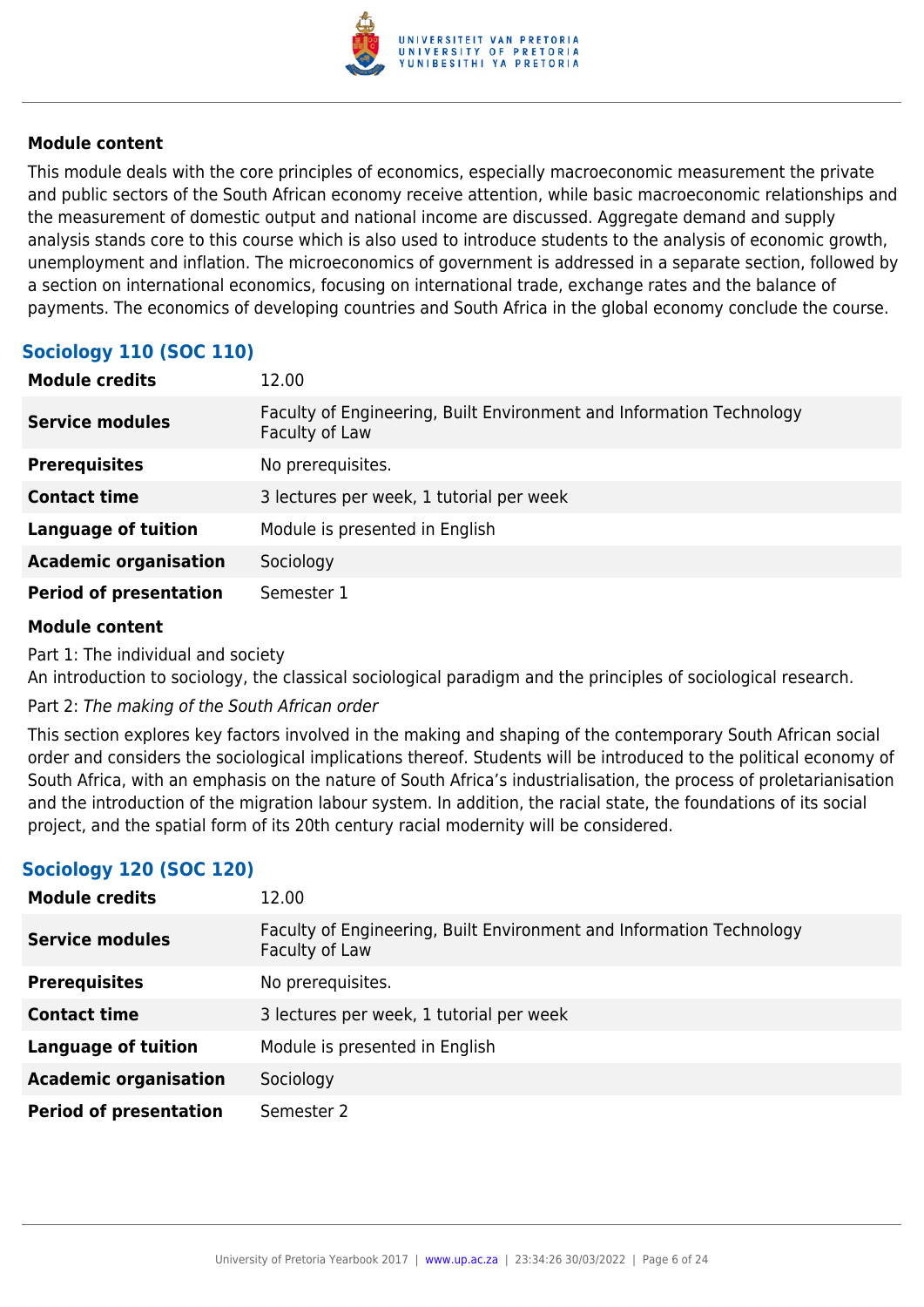**Module content**

This module deals with the core principles of economics, especially macroeconomic measurement the private and public sectors of the South African economy receive attention, while basic macroeconomic relationships and the measurement of domestic output and national income are discussed. Aggregate demand and supply analysis stands core to this course which is also used to introduce students to the analysis of economic growth, unemployment and inflation. The microeconomics of government is addressed in a separate section, followed by a section on international economics, focusing on international trade, exchange rates and the balance of payments. The economics of developing countries and South Africa in the global economy conclude the course.

## Sociology 110 (SOC 110)

| | |
|---|---|
| **Module credits** | 12.00 |
| **Service modules** | Faculty of Engineering, Built Environment and Information Technology<br>Faculty of Law |
| **Prerequisites** | No prerequisites. |
| **Contact time** | 3 lectures per week, 1 tutorial per week |
| **Language of tuition** | Module is presented in English |
| **Academic organisation** | Sociology |
| **Period of presentation** | Semester 1 |

**Module content**

Part 1: The individual and society
An introduction to sociology, the classical sociological paradigm and the principles of sociological research.

Part 2: *The making of the South African order*

This section explores key factors involved in the making and shaping of the contemporary South African social order and considers the sociological implications thereof. Students will be introduced to the political economy of South Africa, with an emphasis on the nature of South Africa's industrialisation, the process of proletarianisation and the introduction of the migration labour system. In addition, the racial state, the foundations of its social project, and the spatial form of its 20th century racial modernity will be considered.

## Sociology 120 (SOC 120)

| | |
|---|---|
| **Module credits** | 12.00 |
| **Service modules** | Faculty of Engineering, Built Environment and Information Technology<br>Faculty of Law |
| **Prerequisites** | No prerequisites. |
| **Contact time** | 3 lectures per week, 1 tutorial per week |
| **Language of tuition** | Module is presented in English |
| **Academic organisation** | Sociology |
| **Period of presentation** | Semester 2 |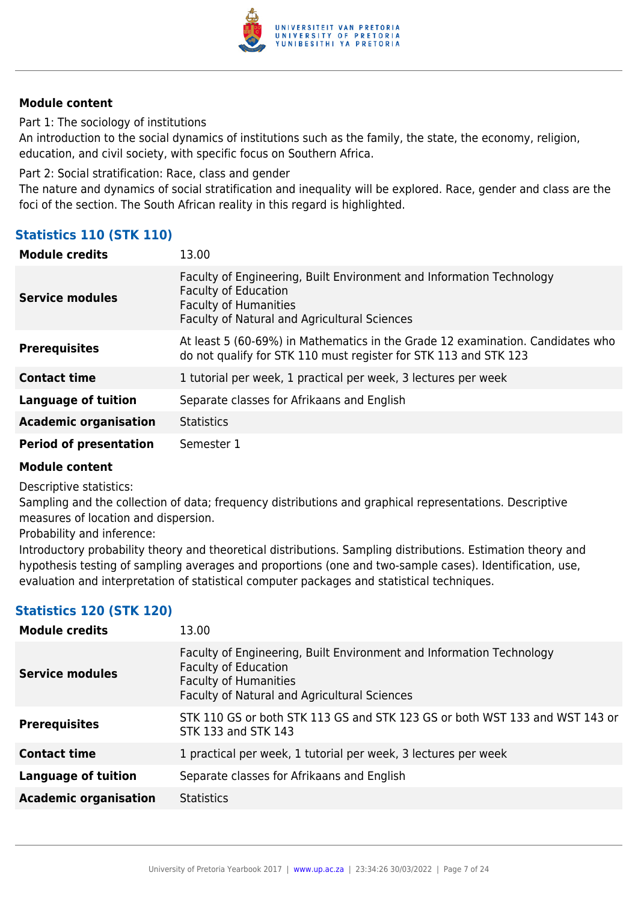**Module content**

Part 1: The sociology of institutions

An introduction to the social dynamics of institutions such as the family, the state, the economy, religion, education, and civil society, with specific focus on Southern Africa.

Part 2: Social stratification: Race, class and gender

The nature and dynamics of social stratification and inequality will be explored. Race, gender and class are the foci of the section. The South African reality in this regard is highlighted.

### Statistics 110 (STK 110)

| | |
|---|---|
| **Module credits** | 13.00 |
| **Service modules** | Faculty of Engineering, Built Environment and Information Technology<br>Faculty of Education<br>Faculty of Humanities<br>Faculty of Natural and Agricultural Sciences |
| **Prerequisites** | At least 5 (60-69%) in Mathematics in the Grade 12 examination. Candidates who do not qualify for STK 110 must register for STK 113 and STK 123 |
| **Contact time** | 1 tutorial per week, 1 practical per week, 3 lectures per week |
| **Language of tuition** | Separate classes for Afrikaans and English |
| **Academic organisation** | Statistics |
| **Period of presentation** | Semester 1 |

**Module content**

Descriptive statistics:

Sampling and the collection of data; frequency distributions and graphical representations. Descriptive measures of location and dispersion.

Probability and inference:

Introductory probability theory and theoretical distributions. Sampling distributions. Estimation theory and hypothesis testing of sampling averages and proportions (one and two-sample cases). Identification, use, evaluation and interpretation of statistical computer packages and statistical techniques.

### Statistics 120 (STK 120)

| | |
|---|---|
| **Module credits** | 13.00 |
| **Service modules** | Faculty of Engineering, Built Environment and Information Technology<br>Faculty of Education<br>Faculty of Humanities<br>Faculty of Natural and Agricultural Sciences |
| **Prerequisites** | STK 110 GS or both STK 113 GS and STK 123 GS or both WST 133 and WST 143 or STK 133 and STK 143 |
| **Contact time** | 1 practical per week, 1 tutorial per week, 3 lectures per week |
| **Language of tuition** | Separate classes for Afrikaans and English |
| **Academic organisation** | Statistics |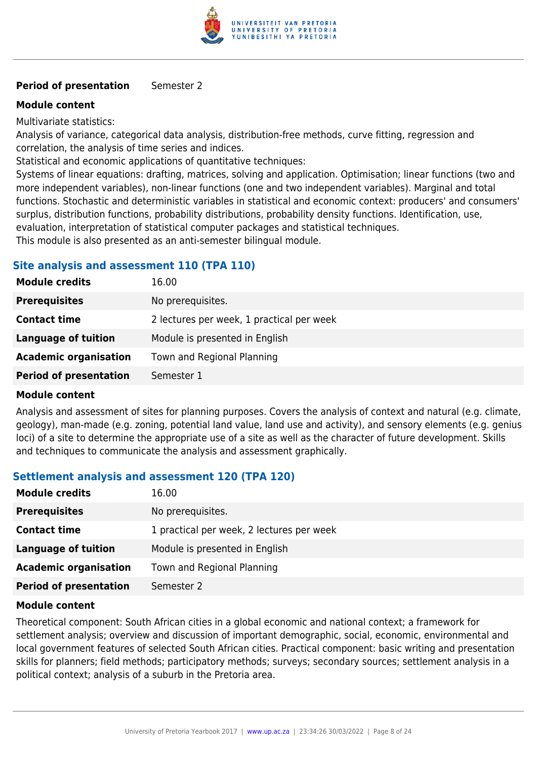| | |
|---|---|
| **Period of presentation** | Semester 2 |

**Module content**

Multivariate statistics:
Analysis of variance, categorical data analysis, distribution-free methods, curve fitting, regression and correlation, the analysis of time series and indices.
Statistical and economic applications of quantitative techniques:
Systems of linear equations: drafting, matrices, solving and application. Optimisation; linear functions (two and more independent variables), non-linear functions (one and two independent variables). Marginal and total functions. Stochastic and deterministic variables in statistical and economic context: producers' and consumers' surplus, distribution functions, probability distributions, probability density functions. Identification, use, evaluation, interpretation of statistical computer packages and statistical techniques.
This module is also presented as an anti-semester bilingual module.

## Site analysis and assessment 110 (TPA 110)

| | |
|---|---|
| **Module credits** | 16.00 |
| **Prerequisites** | No prerequisites. |
| **Contact time** | 2 lectures per week, 1 practical per week |
| **Language of tuition** | Module is presented in English |
| **Academic organisation** | Town and Regional Planning |
| **Period of presentation** | Semester 1 |

**Module content**

Analysis and assessment of sites for planning purposes. Covers the analysis of context and natural (e.g. climate, geology), man-made (e.g. zoning, potential land value, land use and activity), and sensory elements (e.g. genius loci) of a site to determine the appropriate use of a site as well as the character of future development. Skills and techniques to communicate the analysis and assessment graphically.

## Settlement analysis and assessment 120 (TPA 120)

| | |
|---|---|
| **Module credits** | 16.00 |
| **Prerequisites** | No prerequisites. |
| **Contact time** | 1 practical per week, 2 lectures per week |
| **Language of tuition** | Module is presented in English |
| **Academic organisation** | Town and Regional Planning |
| **Period of presentation** | Semester 2 |

**Module content**

Theoretical component: South African cities in a global economic and national context; a framework for settlement analysis; overview and discussion of important demographic, social, economic, environmental and local government features of selected South African cities. Practical component: basic writing and presentation skills for planners; field methods; participatory methods; surveys; secondary sources; settlement analysis in a political context; analysis of a suburb in the Pretoria area.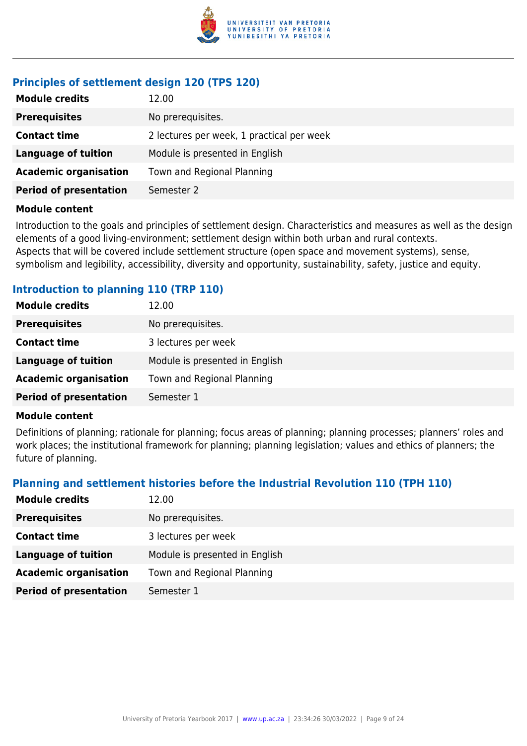### Principles of settlement design 120 (TPS 120)

| | |
|---|---|
| **Module credits** | 12.00 |
| **Prerequisites** | No prerequisites. |
| **Contact time** | 2 lectures per week, 1 practical per week |
| **Language of tuition** | Module is presented in English |
| **Academic organisation** | Town and Regional Planning |
| **Period of presentation** | Semester 2 |

**Module content**

Introduction to the goals and principles of settlement design. Characteristics and measures as well as the design elements of a good living-environment; settlement design within both urban and rural contexts.
Aspects that will be covered include settlement structure (open space and movement systems), sense, symbolism and legibility, accessibility, diversity and opportunity, sustainability, safety, justice and equity.

### Introduction to planning 110 (TRP 110)

| | |
|---|---|
| **Module credits** | 12.00 |
| **Prerequisites** | No prerequisites. |
| **Contact time** | 3 lectures per week |
| **Language of tuition** | Module is presented in English |
| **Academic organisation** | Town and Regional Planning |
| **Period of presentation** | Semester 1 |

**Module content**

Definitions of planning; rationale for planning; focus areas of planning; planning processes; planners' roles and work places; the institutional framework for planning; planning legislation; values and ethics of planners; the future of planning.

### Planning and settlement histories before the Industrial Revolution 110 (TPH 110)

| | |
|---|---|
| **Module credits** | 12.00 |
| **Prerequisites** | No prerequisites. |
| **Contact time** | 3 lectures per week |
| **Language of tuition** | Module is presented in English |
| **Academic organisation** | Town and Regional Planning |
| **Period of presentation** | Semester 1 |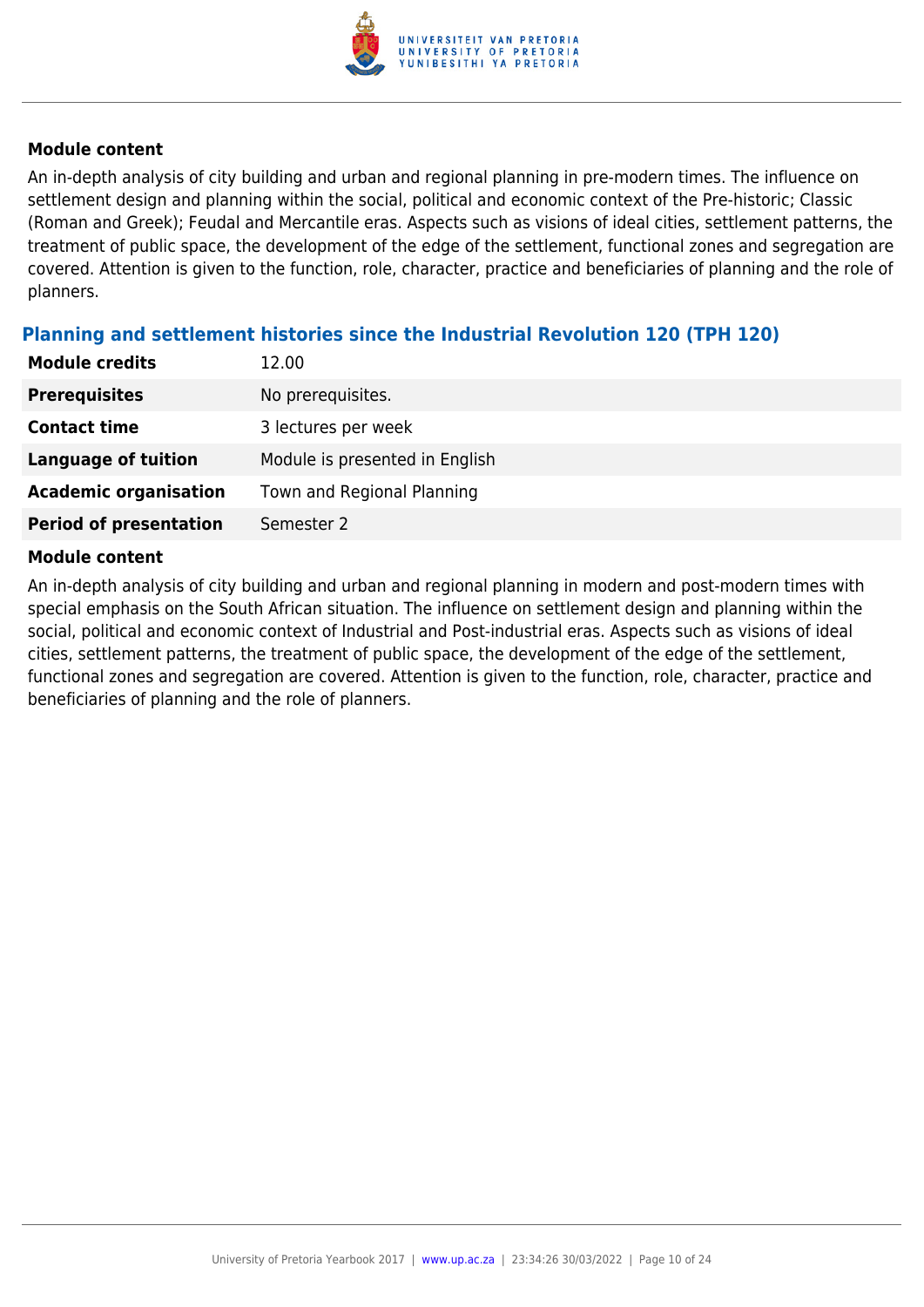**Module content**

An in-depth analysis of city building and urban and regional planning in pre-modern times. The influence on settlement design and planning within the social, political and economic context of the Pre-historic; Classic (Roman and Greek); Feudal and Mercantile eras. Aspects such as visions of ideal cities, settlement patterns, the treatment of public space, the development of the edge of the settlement, functional zones and segregation are covered. Attention is given to the function, role, character, practice and beneficiaries of planning and the role of planners.

### Planning and settlement histories since the Industrial Revolution 120 (TPH 120)

| | |
|---|---|
| **Module credits** | 12.00 |
| **Prerequisites** | No prerequisites. |
| **Contact time** | 3 lectures per week |
| **Language of tuition** | Module is presented in English |
| **Academic organisation** | Town and Regional Planning |
| **Period of presentation** | Semester 2 |

**Module content**

An in-depth analysis of city building and urban and regional planning in modern and post-modern times with special emphasis on the South African situation. The influence on settlement design and planning within the social, political and economic context of Industrial and Post-industrial eras. Aspects such as visions of ideal cities, settlement patterns, the treatment of public space, the development of the edge of the settlement, functional zones and segregation are covered. Attention is given to the function, role, character, practice and beneficiaries of planning and the role of planners.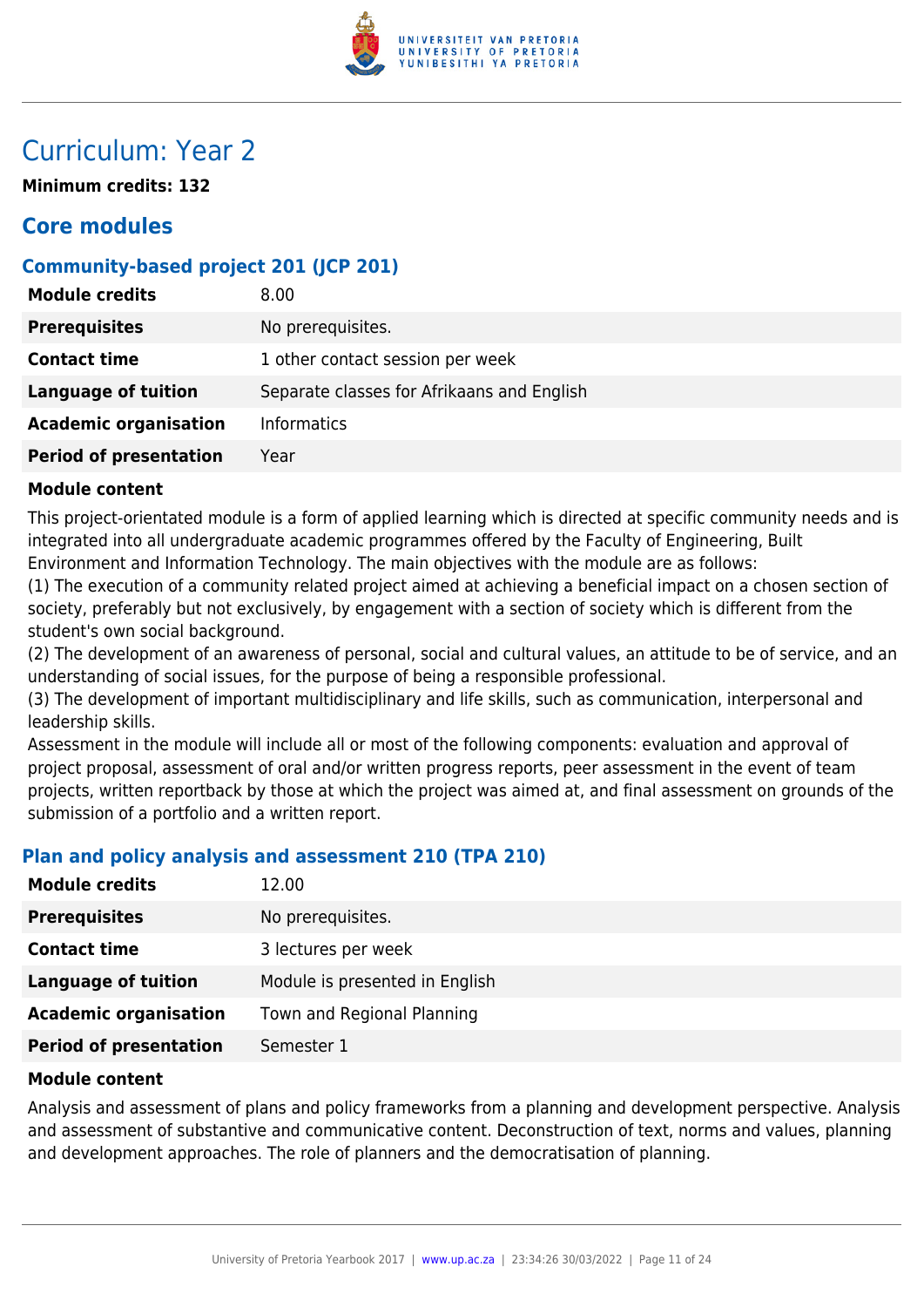# Curriculum: Year 2

**Minimum credits: 132**

## Core modules

### Community-based project 201 (JCP 201)

| | |
|---|---|
| **Module credits** | 8.00 |
| **Prerequisites** | No prerequisites. |
| **Contact time** | 1 other contact session per week |
| **Language of tuition** | Separate classes for Afrikaans and English |
| **Academic organisation** | Informatics |
| **Period of presentation** | Year |

**Module content**

This project-orientated module is a form of applied learning which is directed at specific community needs and is integrated into all undergraduate academic programmes offered by the Faculty of Engineering, Built Environment and Information Technology. The main objectives with the module are as follows:
(1) The execution of a community related project aimed at achieving a beneficial impact on a chosen section of society, preferably but not exclusively, by engagement with a section of society which is different from the student's own social background.
(2) The development of an awareness of personal, social and cultural values, an attitude to be of service, and an understanding of social issues, for the purpose of being a responsible professional.
(3) The development of important multidisciplinary and life skills, such as communication, interpersonal and leadership skills.
Assessment in the module will include all or most of the following components: evaluation and approval of project proposal, assessment of oral and/or written progress reports, peer assessment in the event of team projects, written reportback by those at which the project was aimed at, and final assessment on grounds of the submission of a portfolio and a written report.

### Plan and policy analysis and assessment 210 (TPA 210)

| | |
|---|---|
| **Module credits** | 12.00 |
| **Prerequisites** | No prerequisites. |
| **Contact time** | 3 lectures per week |
| **Language of tuition** | Module is presented in English |
| **Academic organisation** | Town and Regional Planning |
| **Period of presentation** | Semester 1 |

**Module content**

Analysis and assessment of plans and policy frameworks from a planning and development perspective. Analysis and assessment of substantive and communicative content. Deconstruction of text, norms and values, planning and development approaches. The role of planners and the democratisation of planning.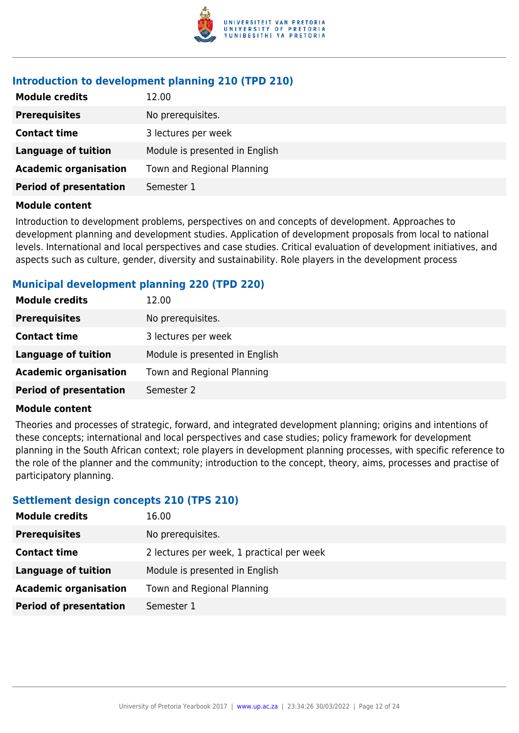### Introduction to development planning 210 (TPD 210)

| | |
|---|---|
| **Module credits** | 12.00 |
| **Prerequisites** | No prerequisites. |
| **Contact time** | 3 lectures per week |
| **Language of tuition** | Module is presented in English |
| **Academic organisation** | Town and Regional Planning |
| **Period of presentation** | Semester 1 |

**Module content**

Introduction to development problems, perspectives on and concepts of development. Approaches to development planning and development studies. Application of development proposals from local to national levels. International and local perspectives and case studies. Critical evaluation of development initiatives, and aspects such as culture, gender, diversity and sustainability. Role players in the development process

### Municipal development planning 220 (TPD 220)

| | |
|---|---|
| **Module credits** | 12.00 |
| **Prerequisites** | No prerequisites. |
| **Contact time** | 3 lectures per week |
| **Language of tuition** | Module is presented in English |
| **Academic organisation** | Town and Regional Planning |
| **Period of presentation** | Semester 2 |

**Module content**

Theories and processes of strategic, forward, and integrated development planning; origins and intentions of these concepts; international and local perspectives and case studies; policy framework for development planning in the South African context; role players in development planning processes, with specific reference to the role of the planner and the community; introduction to the concept, theory, aims, processes and practise of participatory planning.

### Settlement design concepts 210 (TPS 210)

| | |
|---|---|
| **Module credits** | 16.00 |
| **Prerequisites** | No prerequisites. |
| **Contact time** | 2 lectures per week, 1 practical per week |
| **Language of tuition** | Module is presented in English |
| **Academic organisation** | Town and Regional Planning |
| **Period of presentation** | Semester 1 |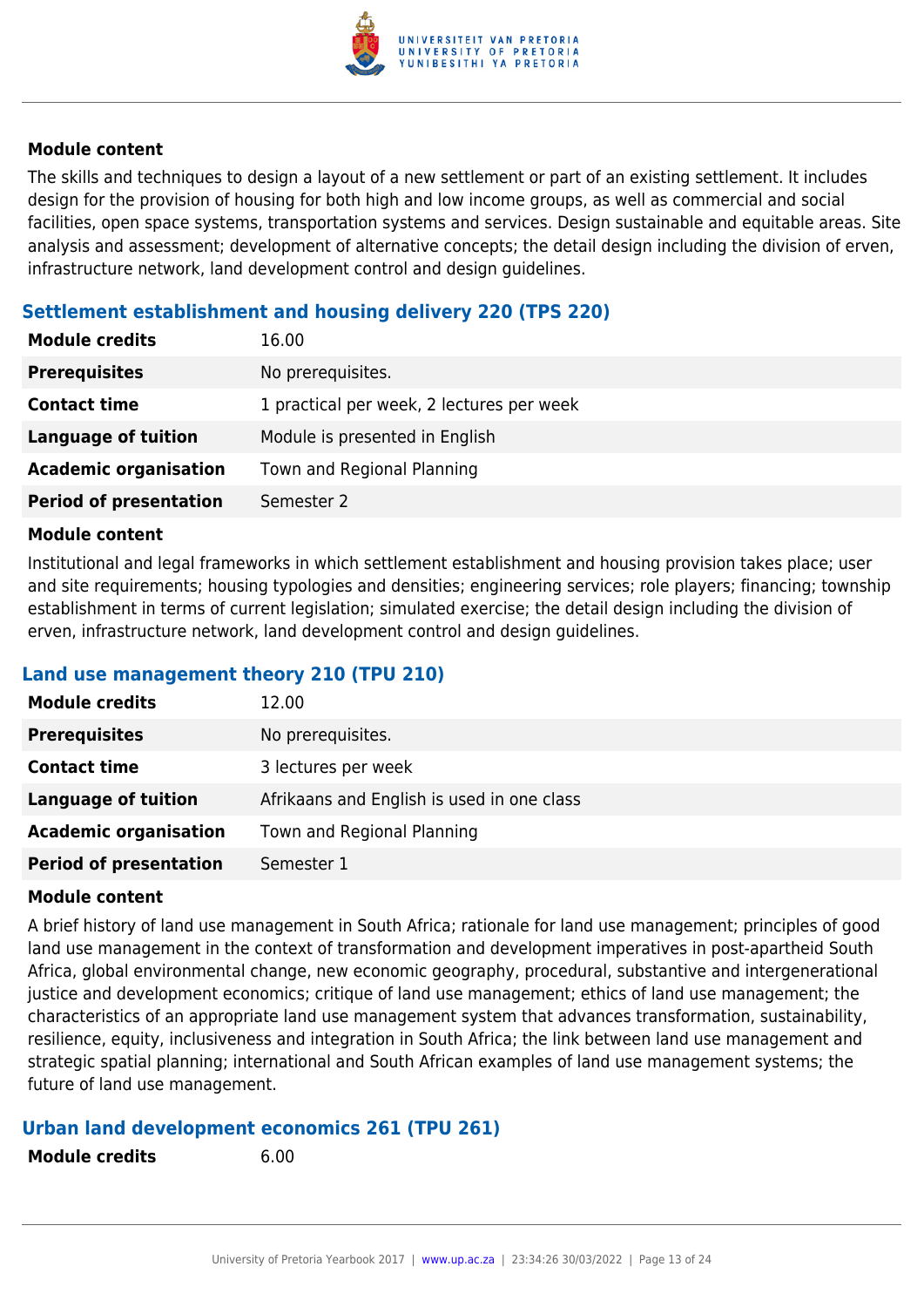#### Module content

The skills and techniques to design a layout of a new settlement or part of an existing settlement. It includes design for the provision of housing for both high and low income groups, as well as commercial and social facilities, open space systems, transportation systems and services. Design sustainable and equitable areas. Site analysis and assessment; development of alternative concepts; the detail design including the division of erven, infrastructure network, land development control and design guidelines.

### Settlement establishment and housing delivery 220 (TPS 220)

| | |
|---|---|
| **Module credits** | 16.00 |
| **Prerequisites** | No prerequisites. |
| **Contact time** | 1 practical per week, 2 lectures per week |
| **Language of tuition** | Module is presented in English |
| **Academic organisation** | Town and Regional Planning |
| **Period of presentation** | Semester 2 |

#### Module content

Institutional and legal frameworks in which settlement establishment and housing provision takes place; user and site requirements; housing typologies and densities; engineering services; role players; financing; township establishment in terms of current legislation; simulated exercise; the detail design including the division of erven, infrastructure network, land development control and design guidelines.

### Land use management theory 210 (TPU 210)

| | |
|---|---|
| **Module credits** | 12.00 |
| **Prerequisites** | No prerequisites. |
| **Contact time** | 3 lectures per week |
| **Language of tuition** | Afrikaans and English is used in one class |
| **Academic organisation** | Town and Regional Planning |
| **Period of presentation** | Semester 1 |

#### Module content

A brief history of land use management in South Africa; rationale for land use management; principles of good land use management in the context of transformation and development imperatives in post-apartheid South Africa, global environmental change, new economic geography, procedural, substantive and intergenerational justice and development economics; critique of land use management; ethics of land use management; the characteristics of an appropriate land use management system that advances transformation, sustainability, resilience, equity, inclusiveness and integration in South Africa; the link between land use management and strategic spatial planning; international and South African examples of land use management systems; the future of land use management.

### Urban land development economics 261 (TPU 261)

| | |
|---|---|
| **Module credits** | 6.00 |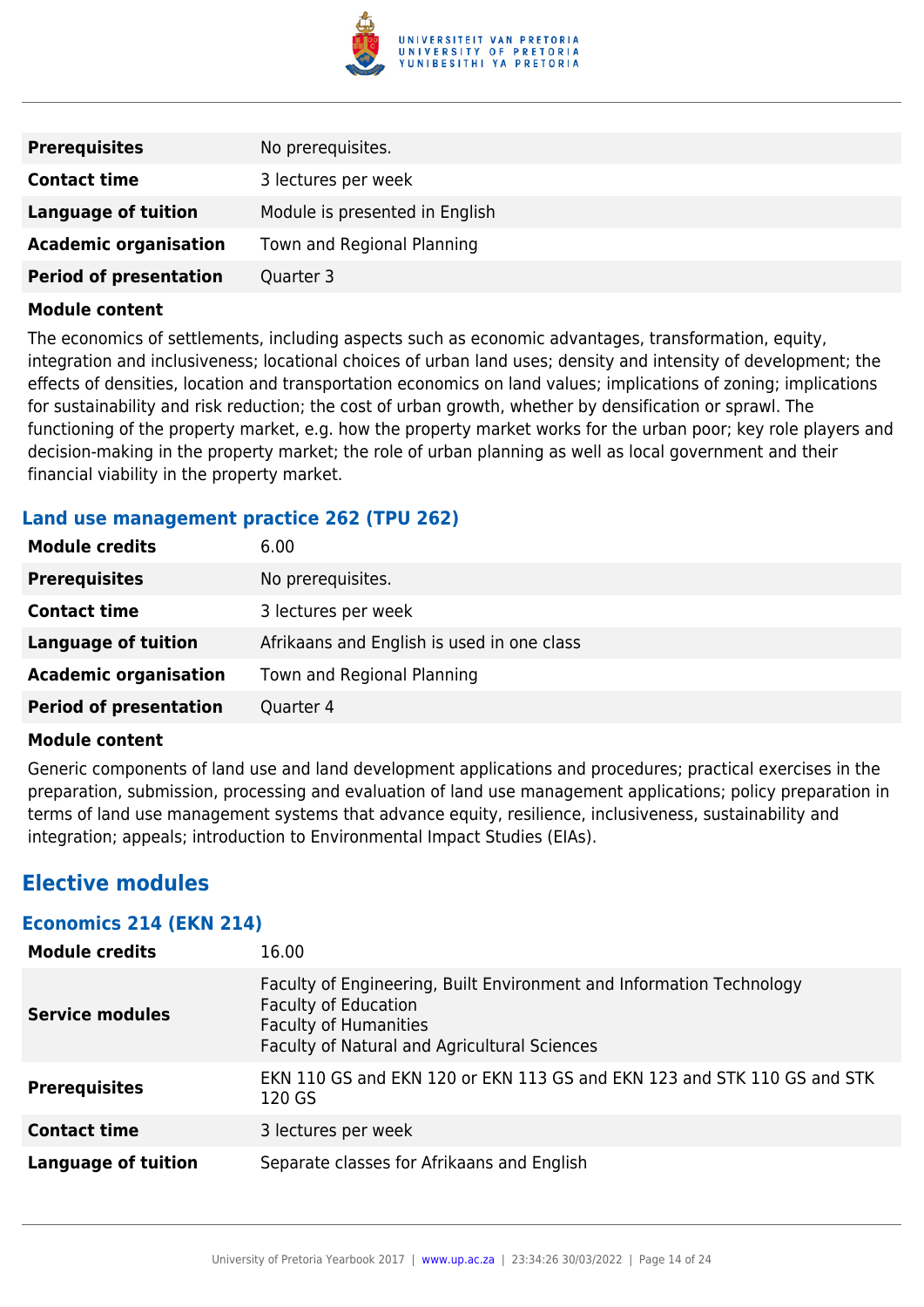| | |
|---|---|
| **Prerequisites** | No prerequisites. |
| **Contact time** | 3 lectures per week |
| **Language of tuition** | Module is presented in English |
| **Academic organisation** | Town and Regional Planning |
| **Period of presentation** | Quarter 3 |

**Module content**

The economics of settlements, including aspects such as economic advantages, transformation, equity, integration and inclusiveness; locational choices of urban land uses; density and intensity of development; the effects of densities, location and transportation economics on land values; implications of zoning; implications for sustainability and risk reduction; the cost of urban growth, whether by densification or sprawl. The functioning of the property market, e.g. how the property market works for the urban poor; key role players and decision-making in the property market; the role of urban planning as well as local government and their financial viability in the property market.

### Land use management practice 262 (TPU 262)

| | |
|---|---|
| **Module credits** | 6.00 |
| **Prerequisites** | No prerequisites. |
| **Contact time** | 3 lectures per week |
| **Language of tuition** | Afrikaans and English is used in one class |
| **Academic organisation** | Town and Regional Planning |
| **Period of presentation** | Quarter 4 |

**Module content**

Generic components of land use and land development applications and procedures; practical exercises in the preparation, submission, processing and evaluation of land use management applications; policy preparation in terms of land use management systems that advance equity, resilience, inclusiveness, sustainability and integration; appeals; introduction to Environmental Impact Studies (EIAs).

## Elective modules

### Economics 214 (EKN 214)

| | |
|---|---|
| **Module credits** | 16.00 |
| **Service modules** | Faculty of Engineering, Built Environment and Information Technology<br>Faculty of Education<br>Faculty of Humanities<br>Faculty of Natural and Agricultural Sciences |
| **Prerequisites** | EKN 110 GS and EKN 120 or EKN 113 GS and EKN 123 and STK 110 GS and STK 120 GS |
| **Contact time** | 3 lectures per week |
| **Language of tuition** | Separate classes for Afrikaans and English |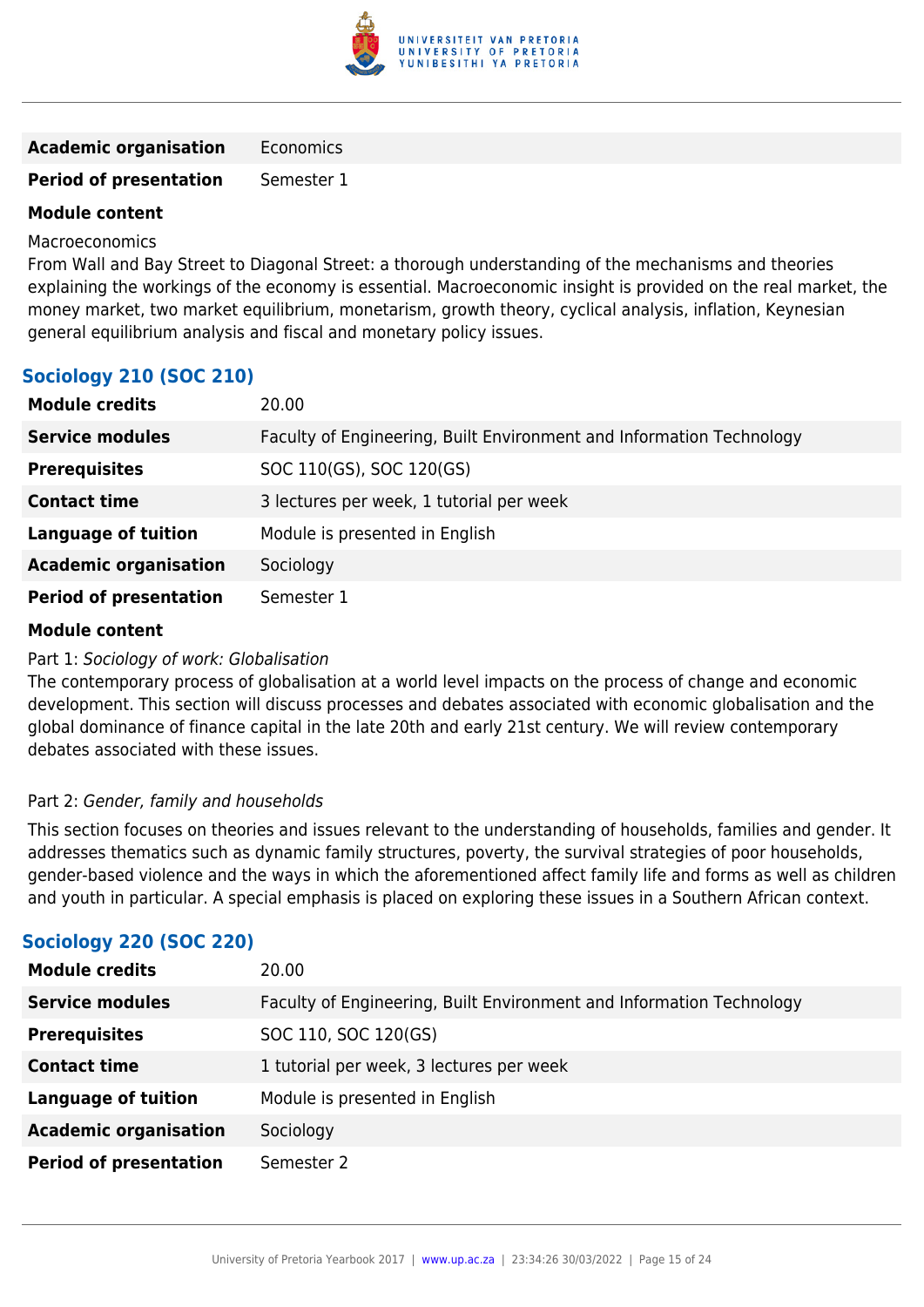| | |
|---|---|
| **Academic organisation** | Economics |
| **Period of presentation** | Semester 1 |

**Module content**

Macroeconomics

From Wall and Bay Street to Diagonal Street: a thorough understanding of the mechanisms and theories explaining the workings of the economy is essential. Macroeconomic insight is provided on the real market, the money market, two market equilibrium, monetarism, growth theory, cyclical analysis, inflation, Keynesian general equilibrium analysis and fiscal and monetary policy issues.

### Sociology 210 (SOC 210)

| | |
|---|---|
| **Module credits** | 20.00 |
| **Service modules** | Faculty of Engineering, Built Environment and Information Technology |
| **Prerequisites** | SOC 110(GS), SOC 120(GS) |
| **Contact time** | 3 lectures per week, 1 tutorial per week |
| **Language of tuition** | Module is presented in English |
| **Academic organisation** | Sociology |
| **Period of presentation** | Semester 1 |

**Module content**

Part 1: *Sociology of work: Globalisation*

The contemporary process of globalisation at a world level impacts on the process of change and economic development. This section will discuss processes and debates associated with economic globalisation and the global dominance of finance capital in the late 20th and early 21st century. We will review contemporary debates associated with these issues.

Part 2: *Gender, family and households*

This section focuses on theories and issues relevant to the understanding of households, families and gender. It addresses thematics such as dynamic family structures, poverty, the survival strategies of poor households, gender-based violence and the ways in which the aforementioned affect family life and forms as well as children and youth in particular. A special emphasis is placed on exploring these issues in a Southern African context.

### Sociology 220 (SOC 220)

| | |
|---|---|
| **Module credits** | 20.00 |
| **Service modules** | Faculty of Engineering, Built Environment and Information Technology |
| **Prerequisites** | SOC 110, SOC 120(GS) |
| **Contact time** | 1 tutorial per week, 3 lectures per week |
| **Language of tuition** | Module is presented in English |
| **Academic organisation** | Sociology |
| **Period of presentation** | Semester 2 |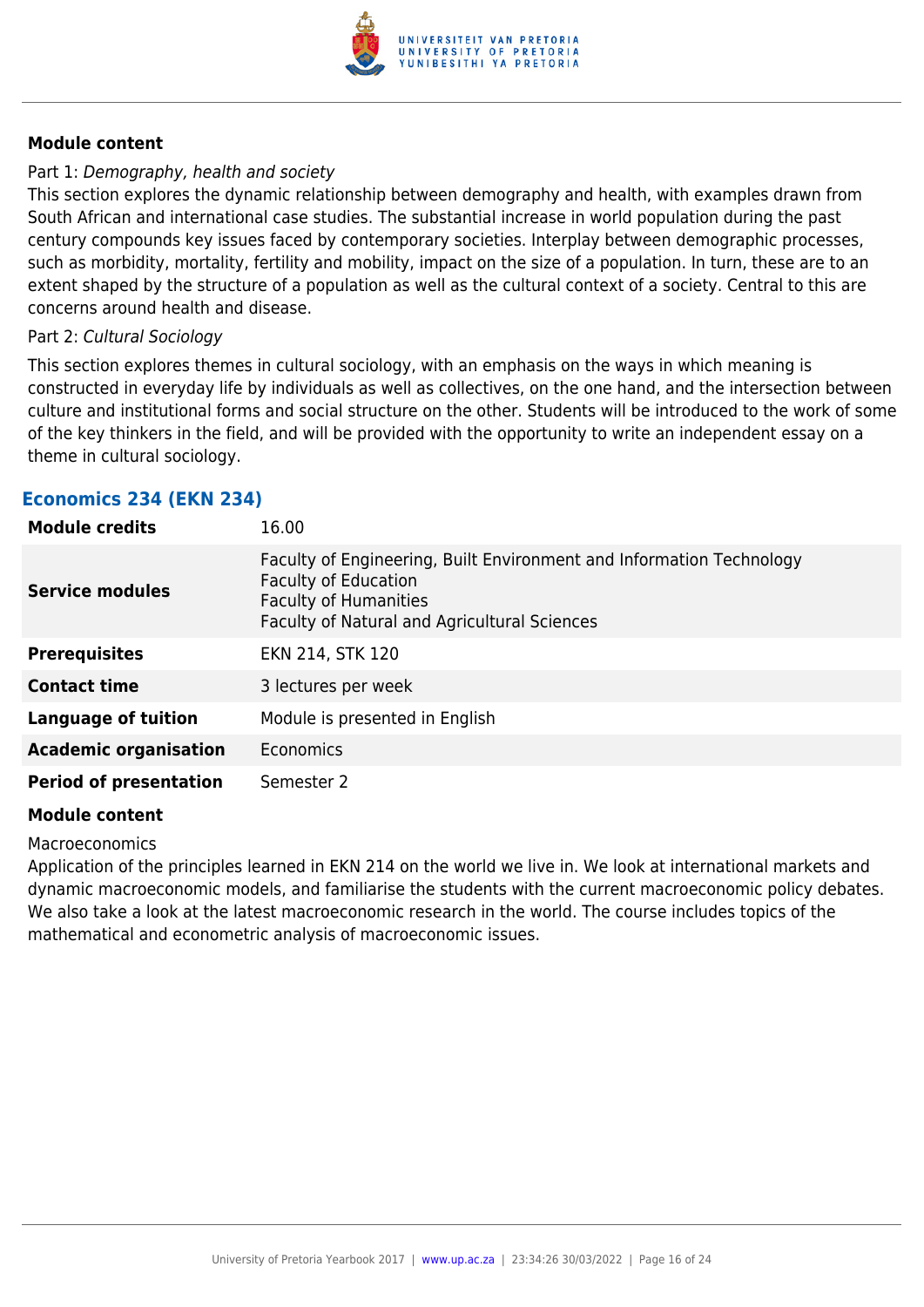**Module content**

Part 1: *Demography, health and society*

This section explores the dynamic relationship between demography and health, with examples drawn from South African and international case studies. The substantial increase in world population during the past century compounds key issues faced by contemporary societies. Interplay between demographic processes, such as morbidity, mortality, fertility and mobility, impact on the size of a population. In turn, these are to an extent shaped by the structure of a population as well as the cultural context of a society. Central to this are concerns around health and disease.

Part 2: *Cultural Sociology*

This section explores themes in cultural sociology, with an emphasis on the ways in which meaning is constructed in everyday life by individuals as well as collectives, on the one hand, and the intersection between culture and institutional forms and social structure on the other. Students will be introduced to the work of some of the key thinkers in the field, and will be provided with the opportunity to write an independent essay on a theme in cultural sociology.

## Economics 234 (EKN 234)

| | |
|---|---|
| **Module credits** | 16.00 |
| **Service modules** | Faculty of Engineering, Built Environment and Information Technology<br>Faculty of Education<br>Faculty of Humanities<br>Faculty of Natural and Agricultural Sciences |
| **Prerequisites** | EKN 214, STK 120 |
| **Contact time** | 3 lectures per week |
| **Language of tuition** | Module is presented in English |
| **Academic organisation** | Economics |
| **Period of presentation** | Semester 2 |

**Module content**

Macroeconomics

Application of the principles learned in EKN 214 on the world we live in. We look at international markets and dynamic macroeconomic models, and familiarise the students with the current macroeconomic policy debates. We also take a look at the latest macroeconomic research in the world. The course includes topics of the mathematical and econometric analysis of macroeconomic issues.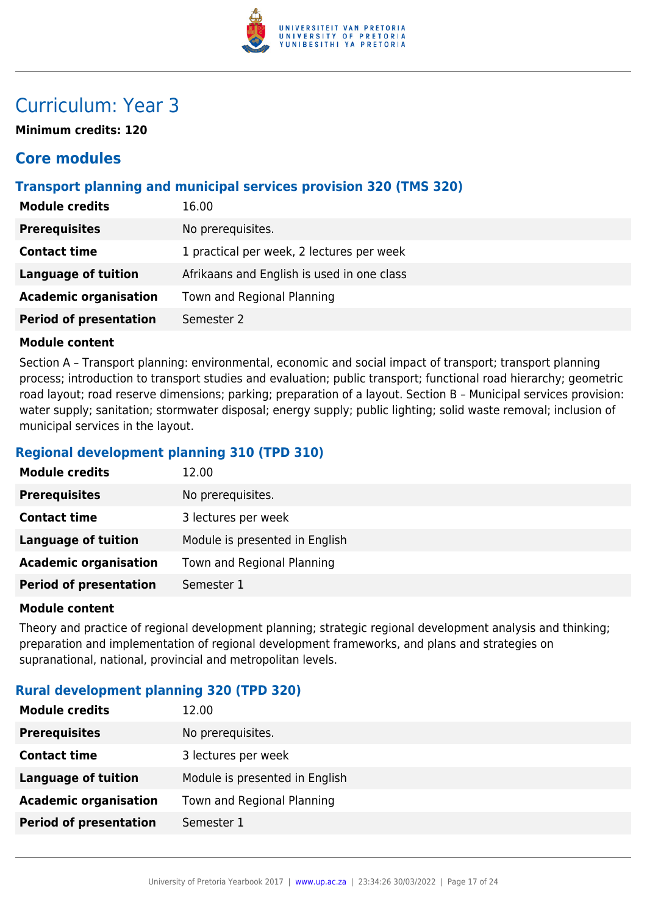# Curriculum: Year 3

**Minimum credits: 120**

## Core modules

### Transport planning and municipal services provision 320 (TMS 320)

| | |
|---|---|
| **Module credits** | 16.00 |
| **Prerequisites** | No prerequisites. |
| **Contact time** | 1 practical per week, 2 lectures per week |
| **Language of tuition** | Afrikaans and English is used in one class |
| **Academic organisation** | Town and Regional Planning |
| **Period of presentation** | Semester 2 |

**Module content**

Section A – Transport planning: environmental, economic and social impact of transport; transport planning process; introduction to transport studies and evaluation; public transport; functional road hierarchy; geometric road layout; road reserve dimensions; parking; preparation of a layout. Section B – Municipal services provision: water supply; sanitation; stormwater disposal; energy supply; public lighting; solid waste removal; inclusion of municipal services in the layout.

### Regional development planning 310 (TPD 310)

| | |
|---|---|
| **Module credits** | 12.00 |
| **Prerequisites** | No prerequisites. |
| **Contact time** | 3 lectures per week |
| **Language of tuition** | Module is presented in English |
| **Academic organisation** | Town and Regional Planning |
| **Period of presentation** | Semester 1 |

**Module content**

Theory and practice of regional development planning; strategic regional development analysis and thinking; preparation and implementation of regional development frameworks, and plans and strategies on supranational, national, provincial and metropolitan levels.

### Rural development planning 320 (TPD 320)

| | |
|---|---|
| **Module credits** | 12.00 |
| **Prerequisites** | No prerequisites. |
| **Contact time** | 3 lectures per week |
| **Language of tuition** | Module is presented in English |
| **Academic organisation** | Town and Regional Planning |
| **Period of presentation** | Semester 1 |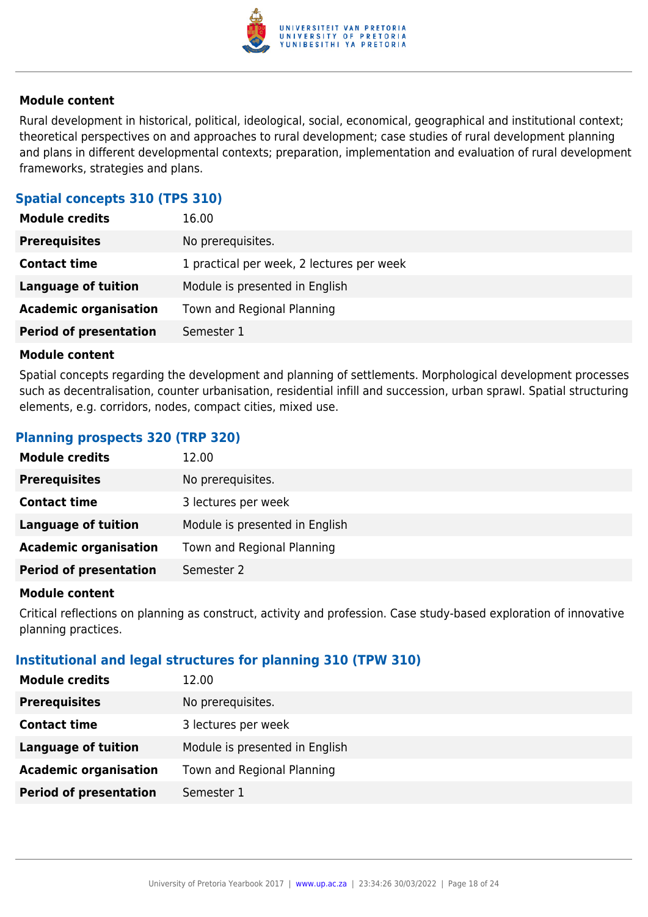**Module content**

Rural development in historical, political, ideological, social, economical, geographical and institutional context; theoretical perspectives on and approaches to rural development; case studies of rural development planning and plans in different developmental contexts; preparation, implementation and evaluation of rural development frameworks, strategies and plans.

### Spatial concepts 310 (TPS 310)

| | |
|---|---|
| **Module credits** | 16.00 |
| **Prerequisites** | No prerequisites. |
| **Contact time** | 1 practical per week, 2 lectures per week |
| **Language of tuition** | Module is presented in English |
| **Academic organisation** | Town and Regional Planning |
| **Period of presentation** | Semester 1 |

**Module content**

Spatial concepts regarding the development and planning of settlements. Morphological development processes such as decentralisation, counter urbanisation, residential infill and succession, urban sprawl. Spatial structuring elements, e.g. corridors, nodes, compact cities, mixed use.

### Planning prospects 320 (TRP 320)

| | |
|---|---|
| **Module credits** | 12.00 |
| **Prerequisites** | No prerequisites. |
| **Contact time** | 3 lectures per week |
| **Language of tuition** | Module is presented in English |
| **Academic organisation** | Town and Regional Planning |
| **Period of presentation** | Semester 2 |

**Module content**

Critical reflections on planning as construct, activity and profession. Case study-based exploration of innovative planning practices.

### Institutional and legal structures for planning 310 (TPW 310)

| | |
|---|---|
| **Module credits** | 12.00 |
| **Prerequisites** | No prerequisites. |
| **Contact time** | 3 lectures per week |
| **Language of tuition** | Module is presented in English |
| **Academic organisation** | Town and Regional Planning |
| **Period of presentation** | Semester 1 |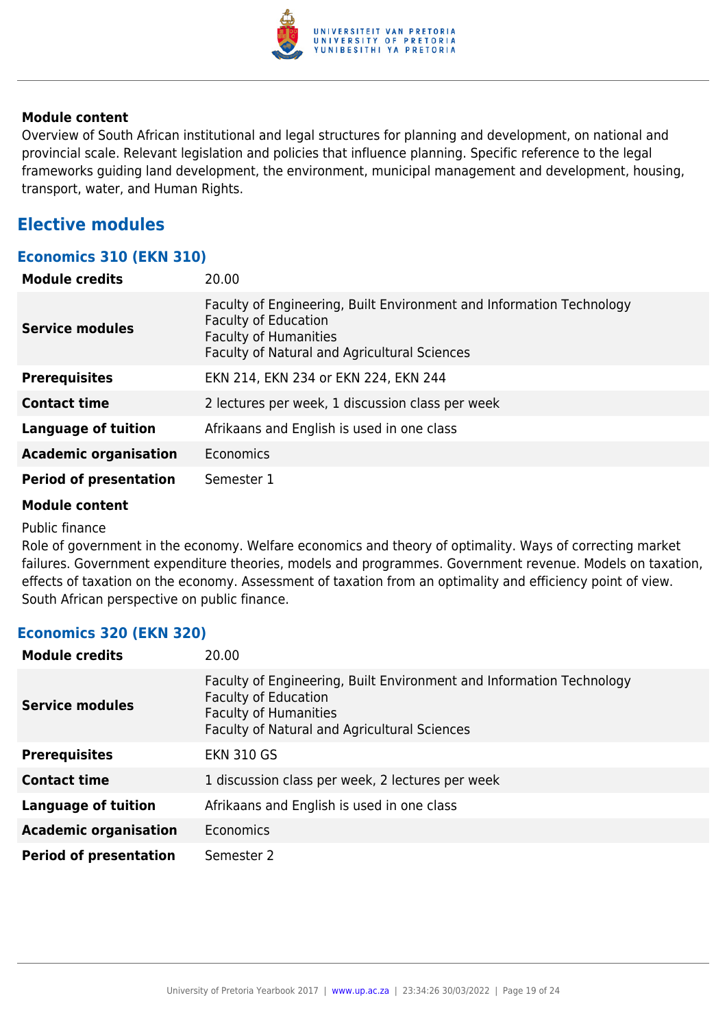**Module content**

Overview of South African institutional and legal structures for planning and development, on national and provincial scale. Relevant legislation and policies that influence planning. Specific reference to the legal frameworks guiding land development, the environment, municipal management and development, housing, transport, water, and Human Rights.

## Elective modules

### Economics 310 (EKN 310)

| | |
|---|---|
| **Module credits** | 20.00 |
| **Service modules** | Faculty of Engineering, Built Environment and Information Technology<br>Faculty of Education<br>Faculty of Humanities<br>Faculty of Natural and Agricultural Sciences |
| **Prerequisites** | EKN 214, EKN 234 or EKN 224, EKN 244 |
| **Contact time** | 2 lectures per week, 1 discussion class per week |
| **Language of tuition** | Afrikaans and English is used in one class |
| **Academic organisation** | Economics |
| **Period of presentation** | Semester 1 |

**Module content**

Public finance

Role of government in the economy. Welfare economics and theory of optimality. Ways of correcting market failures. Government expenditure theories, models and programmes. Government revenue. Models on taxation, effects of taxation on the economy. Assessment of taxation from an optimality and efficiency point of view. South African perspective on public finance.

### Economics 320 (EKN 320)

| | |
|---|---|
| **Module credits** | 20.00 |
| **Service modules** | Faculty of Engineering, Built Environment and Information Technology<br>Faculty of Education<br>Faculty of Humanities<br>Faculty of Natural and Agricultural Sciences |
| **Prerequisites** | EKN 310 GS |
| **Contact time** | 1 discussion class per week, 2 lectures per week |
| **Language of tuition** | Afrikaans and English is used in one class |
| **Academic organisation** | Economics |
| **Period of presentation** | Semester 2 |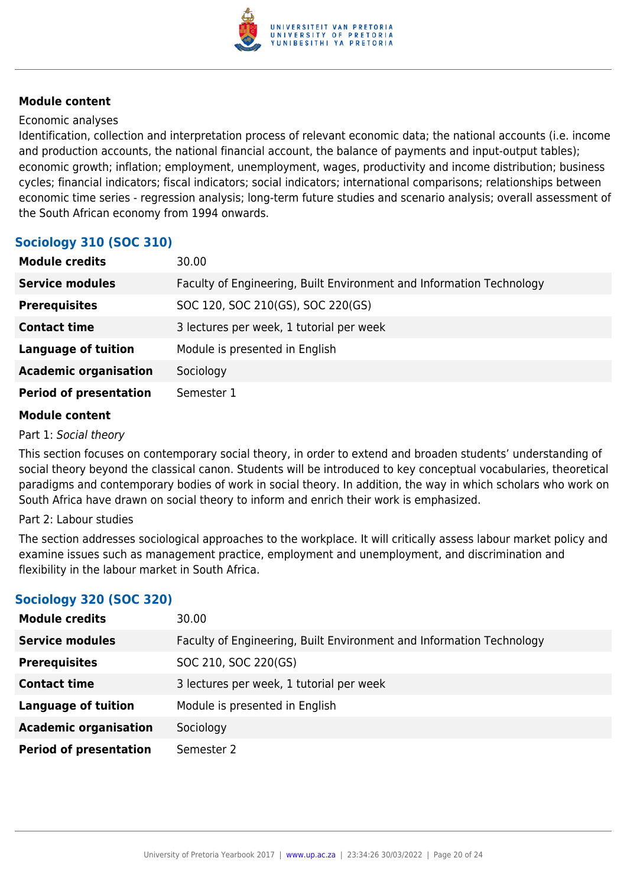**Module content**

Economic analyses

Identification, collection and interpretation process of relevant economic data; the national accounts (i.e. income and production accounts, the national financial account, the balance of payments and input-output tables); economic growth; inflation; employment, unemployment, wages, productivity and income distribution; business cycles; financial indicators; fiscal indicators; social indicators; international comparisons; relationships between economic time series - regression analysis; long-term future studies and scenario analysis; overall assessment of the South African economy from 1994 onwards.

## Sociology 310 (SOC 310)

| | |
|---|---|
| **Module credits** | 30.00 |
| **Service modules** | Faculty of Engineering, Built Environment and Information Technology |
| **Prerequisites** | SOC 120, SOC 210(GS), SOC 220(GS) |
| **Contact time** | 3 lectures per week, 1 tutorial per week |
| **Language of tuition** | Module is presented in English |
| **Academic organisation** | Sociology |
| **Period of presentation** | Semester 1 |

**Module content**

Part 1: *Social theory*

This section focuses on contemporary social theory, in order to extend and broaden students' understanding of social theory beyond the classical canon. Students will be introduced to key conceptual vocabularies, theoretical paradigms and contemporary bodies of work in social theory. In addition, the way in which scholars who work on South Africa have drawn on social theory to inform and enrich their work is emphasized.

Part 2: Labour studies

The section addresses sociological approaches to the workplace. It will critically assess labour market policy and examine issues such as management practice, employment and unemployment, and discrimination and flexibility in the labour market in South Africa.

## Sociology 320 (SOC 320)

| | |
|---|---|
| **Module credits** | 30.00 |
| **Service modules** | Faculty of Engineering, Built Environment and Information Technology |
| **Prerequisites** | SOC 210, SOC 220(GS) |
| **Contact time** | 3 lectures per week, 1 tutorial per week |
| **Language of tuition** | Module is presented in English |
| **Academic organisation** | Sociology |
| **Period of presentation** | Semester 2 |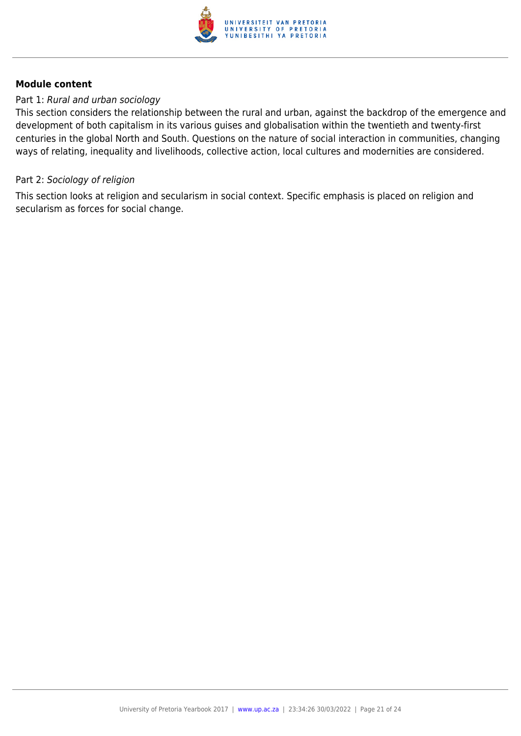**Module content**

Part 1: *Rural and urban sociology*

This section considers the relationship between the rural and urban, against the backdrop of the emergence and development of both capitalism in its various guises and globalisation within the twentieth and twenty-first centuries in the global North and South. Questions on the nature of social interaction in communities, changing ways of relating, inequality and livelihoods, collective action, local cultures and modernities are considered.

Part 2: *Sociology of religion*

This section looks at religion and secularism in social context. Specific emphasis is placed on religion and secularism as forces for social change.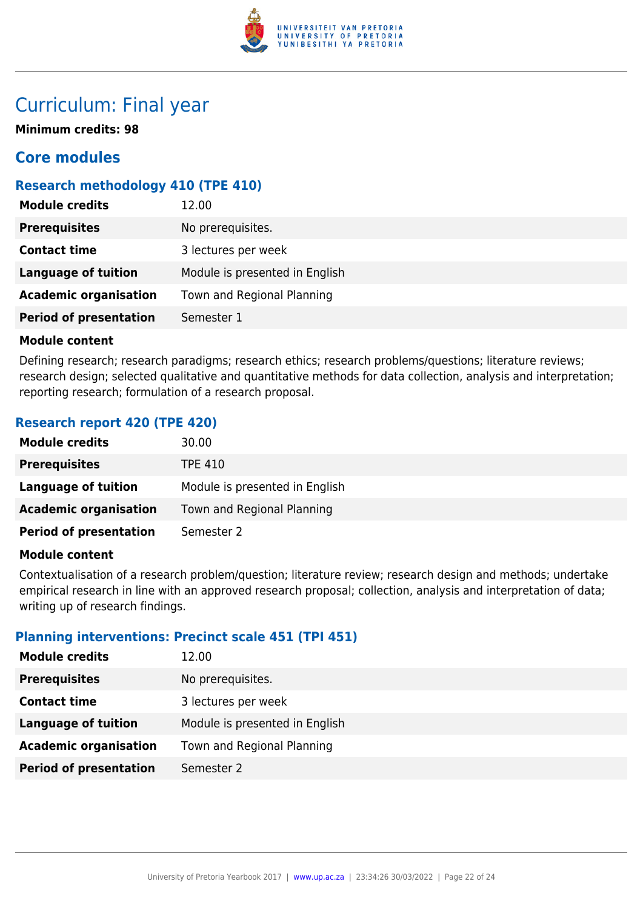# Curriculum: Final year

**Minimum credits: 98**

## Core modules

### Research methodology 410 (TPE 410)

| | |
|---|---|
| **Module credits** | 12.00 |
| **Prerequisites** | No prerequisites. |
| **Contact time** | 3 lectures per week |
| **Language of tuition** | Module is presented in English |
| **Academic organisation** | Town and Regional Planning |
| **Period of presentation** | Semester 1 |

**Module content**

Defining research; research paradigms; research ethics; research problems/questions; literature reviews; research design; selected qualitative and quantitative methods for data collection, analysis and interpretation; reporting research; formulation of a research proposal.

### Research report 420 (TPE 420)

| | |
|---|---|
| **Module credits** | 30.00 |
| **Prerequisites** | TPE 410 |
| **Language of tuition** | Module is presented in English |
| **Academic organisation** | Town and Regional Planning |
| **Period of presentation** | Semester 2 |

**Module content**

Contextualisation of a research problem/question; literature review; research design and methods; undertake empirical research in line with an approved research proposal; collection, analysis and interpretation of data; writing up of research findings.

### Planning interventions: Precinct scale 451 (TPI 451)

| | |
|---|---|
| **Module credits** | 12.00 |
| **Prerequisites** | No prerequisites. |
| **Contact time** | 3 lectures per week |
| **Language of tuition** | Module is presented in English |
| **Academic organisation** | Town and Regional Planning |
| **Period of presentation** | Semester 2 |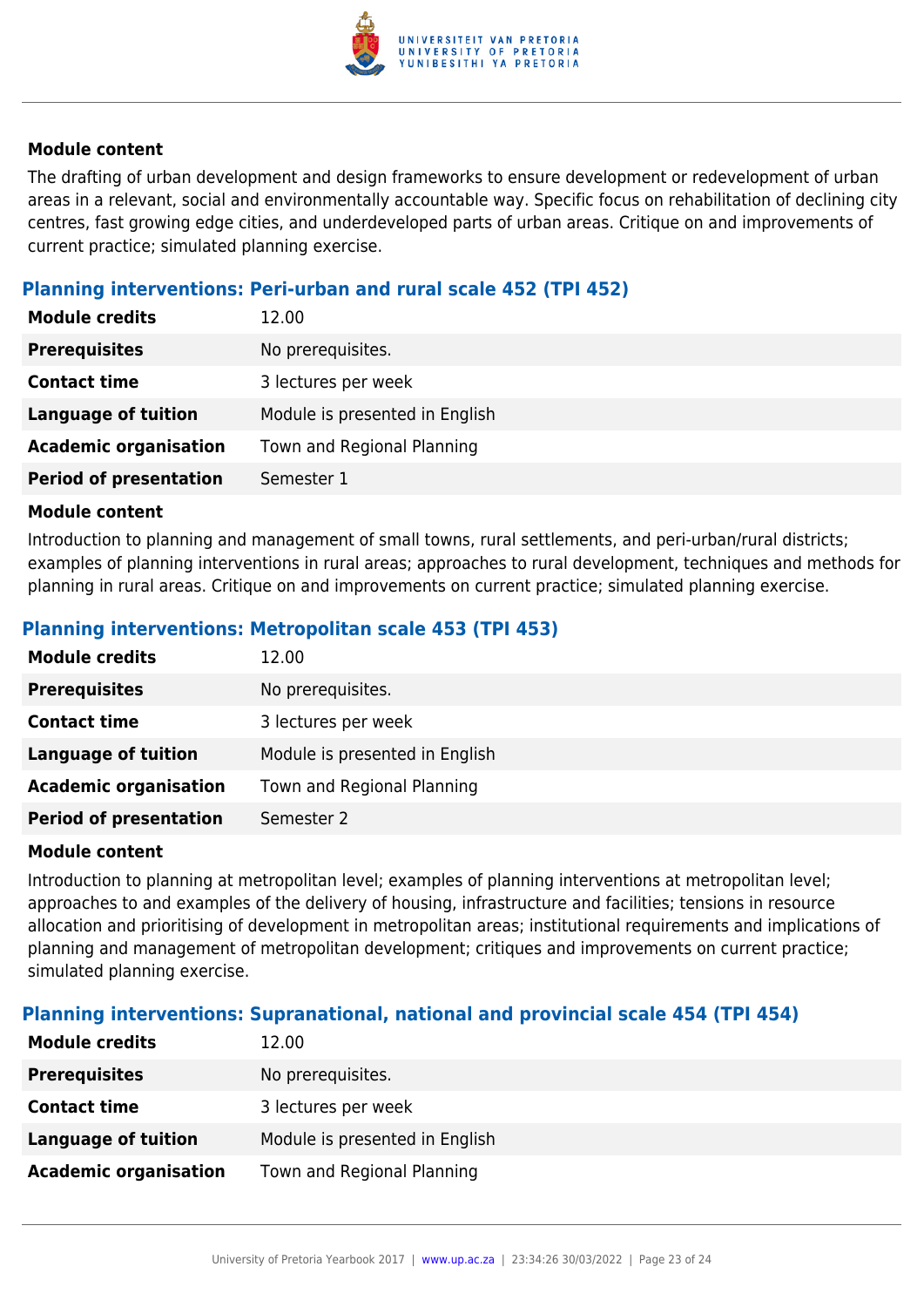#### Module content

The drafting of urban development and design frameworks to ensure development or redevelopment of urban areas in a relevant, social and environmentally accountable way. Specific focus on rehabilitation of declining city centres, fast growing edge cities, and underdeveloped parts of urban areas. Critique on and improvements of current practice; simulated planning exercise.

### Planning interventions: Peri-urban and rural scale 452 (TPI 452)

| | |
|---|---|
| **Module credits** | 12.00 |
| **Prerequisites** | No prerequisites. |
| **Contact time** | 3 lectures per week |
| **Language of tuition** | Module is presented in English |
| **Academic organisation** | Town and Regional Planning |
| **Period of presentation** | Semester 1 |

#### Module content

Introduction to planning and management of small towns, rural settlements, and peri-urban/rural districts; examples of planning interventions in rural areas; approaches to rural development, techniques and methods for planning in rural areas. Critique on and improvements on current practice; simulated planning exercise.

### Planning interventions: Metropolitan scale 453 (TPI 453)

| | |
|---|---|
| **Module credits** | 12.00 |
| **Prerequisites** | No prerequisites. |
| **Contact time** | 3 lectures per week |
| **Language of tuition** | Module is presented in English |
| **Academic organisation** | Town and Regional Planning |
| **Period of presentation** | Semester 2 |

#### Module content

Introduction to planning at metropolitan level; examples of planning interventions at metropolitan level; approaches to and examples of the delivery of housing, infrastructure and facilities; tensions in resource allocation and prioritising of development in metropolitan areas; institutional requirements and implications of planning and management of metropolitan development; critiques and improvements on current practice; simulated planning exercise.

### Planning interventions: Supranational, national and provincial scale 454 (TPI 454)

| | |
|---|---|
| **Module credits** | 12.00 |
| **Prerequisites** | No prerequisites. |
| **Contact time** | 3 lectures per week |
| **Language of tuition** | Module is presented in English |
| **Academic organisation** | Town and Regional Planning |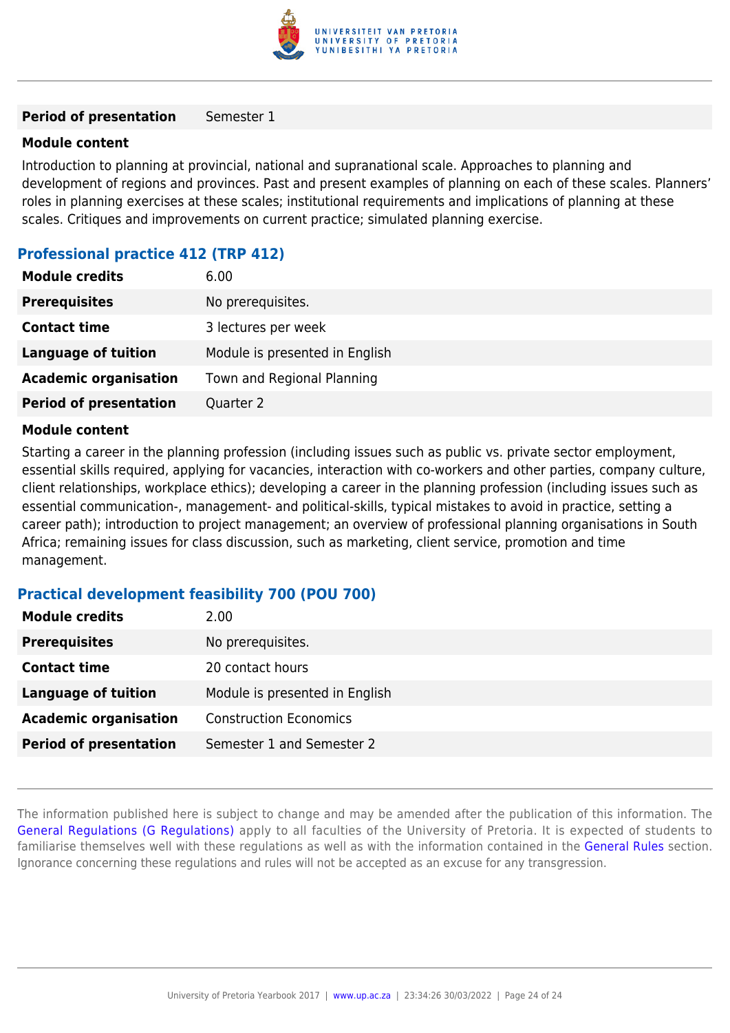| | |
|---|---|
| **Period of presentation** | Semester 1 |

**Module content**

Introduction to planning at provincial, national and supranational scale. Approaches to planning and development of regions and provinces. Past and present examples of planning on each of these scales. Planners' roles in planning exercises at these scales; institutional requirements and implications of planning at these scales. Critiques and improvements on current practice; simulated planning exercise.

### Professional practice 412 (TRP 412)

| | |
|---|---|
| **Module credits** | 6.00 |
| **Prerequisites** | No prerequisites. |
| **Contact time** | 3 lectures per week |
| **Language of tuition** | Module is presented in English |
| **Academic organisation** | Town and Regional Planning |
| **Period of presentation** | Quarter 2 |

**Module content**

Starting a career in the planning profession (including issues such as public vs. private sector employment, essential skills required, applying for vacancies, interaction with co-workers and other parties, company culture, client relationships, workplace ethics); developing a career in the planning profession (including issues such as essential communication-, management- and political-skills, typical mistakes to avoid in practice, setting a career path); introduction to project management; an overview of professional planning organisations in South Africa; remaining issues for class discussion, such as marketing, client service, promotion and time management.

### Practical development feasibility 700 (POU 700)

| | |
|---|---|
| **Module credits** | 2.00 |
| **Prerequisites** | No prerequisites. |
| **Contact time** | 20 contact hours |
| **Language of tuition** | Module is presented in English |
| **Academic organisation** | Construction Economics |
| **Period of presentation** | Semester 1 and Semester 2 |

The information published here is subject to change and may be amended after the publication of this information. The General Regulations (G Regulations) apply to all faculties of the University of Pretoria. It is expected of students to familiarise themselves well with these regulations as well as with the information contained in the General Rules section. Ignorance concerning these regulations and rules will not be accepted as an excuse for any transgression.